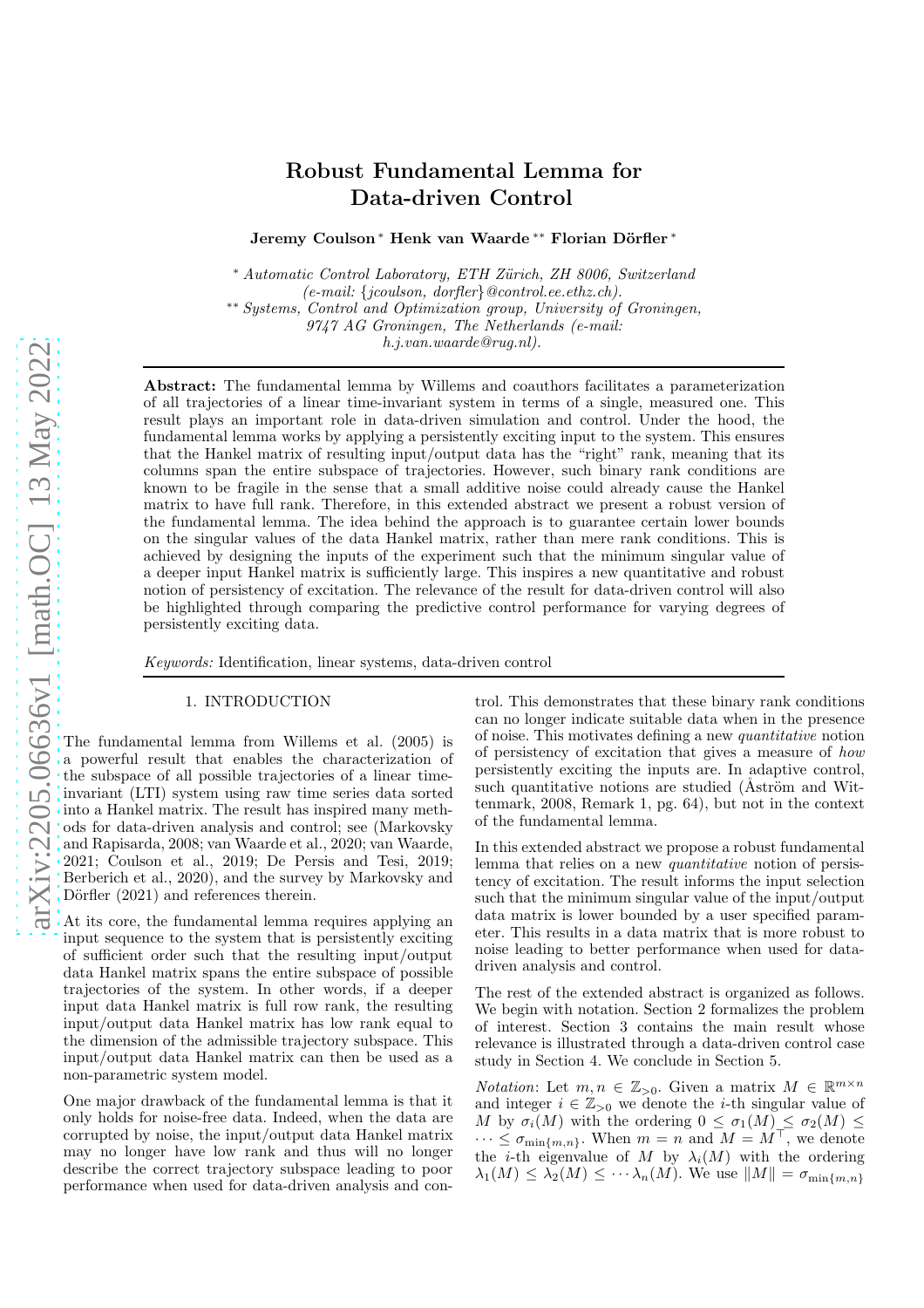# Robust Fundamental Lemma for Data-driven Control

**Jeremy Coulson** [*] **Henk van Waarde** [**] **Florian Dörfler** [*]

[*] *Automatic Control Laboratory, ETH Zürich, ZH 8006, Switzerland (e-mail: {jcoulson, dorfler}@control.ee.ethz.ch).*
[**] *Systems, Control and Optimization group, University of Groningen, 9747 AG Groningen, The Netherlands (e-mail: h.j.van.waarde@rug.nl).*

**Abstract:** The fundamental lemma by Willems and coauthors facilitates a parameterization of all trajectories of a linear time-invariant system in terms of a single, measured one. This result plays an important role in data-driven simulation and control. Under the hood, the fundamental lemma works by applying a persistently exciting input to the system. This ensures that the Hankel matrix of resulting input/output data has the "right" rank, meaning that its columns span the entire subspace of trajectories. However, such binary rank conditions are known to be fragile in the sense that a small additive noise could already cause the Hankel matrix to have full rank. Therefore, in this extended abstract we present a robust version of the fundamental lemma. The idea behind the approach is to guarantee certain lower bounds on the singular values of the data Hankel matrix, rather than mere rank conditions. This is achieved by designing the inputs of the experiment such that the minimum singular value of a deeper input Hankel matrix is sufficiently large. This inspires a new quantitative and robust notion of persistency of excitation. The relevance of the result for data-driven control will also be highlighted through comparing the predictive control performance for varying degrees of persistently exciting data.

*Keywords:* Identification, linear systems, data-driven control

## 1. INTRODUCTION

The fundamental lemma from Willems et al. (2005) is a powerful result that enables the characterization of the subspace of all possible trajectories of a linear time-invariant (LTI) system using raw time series data sorted into a Hankel matrix. The result has inspired many methods for data-driven analysis and control; see (Markovsky and Rapisarda, 2008; van Waarde et al., 2020; van Waarde, 2021; Coulson et al., 2019; De Persis and Tesi, 2019; Berberich et al., 2020), and the survey by Markovsky and Dörfler (2021) and references therein.

At its core, the fundamental lemma requires applying an input sequence to the system that is persistently exciting of sufficient order such that the resulting input/output data Hankel matrix spans the entire subspace of possible trajectories of the system. In other words, if a deeper input data Hankel matrix is full row rank, the resulting input/output data Hankel matrix has low rank equal to the dimension of the admissible trajectory subspace. This input/output data Hankel matrix can then be used as a non-parametric system model.

One major drawback of the fundamental lemma is that it only holds for noise-free data. Indeed, when the data are corrupted by noise, the input/output data Hankel matrix may no longer have low rank and thus will no longer describe the correct trajectory subspace leading to poor performance when used for data-driven analysis and control. This demonstrates that these binary rank conditions can no longer indicate suitable data when in the presence of noise. This motivates defining a new *quantitative* notion of persistency of excitation that gives a measure of *how* persistently exciting the inputs are. In adaptive control, such quantitative notions are studied (Åström and Wittenmark, 2008, Remark 1, pg. 64), but not in the context of the fundamental lemma.

In this extended abstract we propose a robust fundamental lemma that relies on a new *quantitative* notion of persistency of excitation. The result informs the input selection such that the minimum singular value of the input/output data matrix is lower bounded by a user specified parameter. This results in a data matrix that is more robust to noise leading to better performance when used for data-driven analysis and control.

The rest of the extended abstract is organized as follows. We begin with notation. Section 2 formalizes the problem of interest. Section 3 contains the main result whose relevance is illustrated through a data-driven control case study in Section 4. We conclude in Section 5.

*Notation*: Let $m, n \in \mathbb{Z}_{>0}$. Given a matrix $M \in \mathbb{R}^{m \times n}$ and integer $i \in \mathbb{Z}_{>0}$ we denote the $i$-th singular value of $M$ by $\sigma_i(M)$ with the ordering $0 \leq \sigma_1(M) \leq \sigma_2(M) \leq \cdots \leq \sigma_{\min\{m,n\}}$. When $m = n$ and $M = M^\top$, we denote the $i$-th eigenvalue of $M$ by $\lambda_i(M)$ with the ordering $\lambda_1(M) \leq \lambda_2(M) \leq \cdots \lambda_n(M)$. We use $\|M\| = \sigma_{\min\{m,n\}}$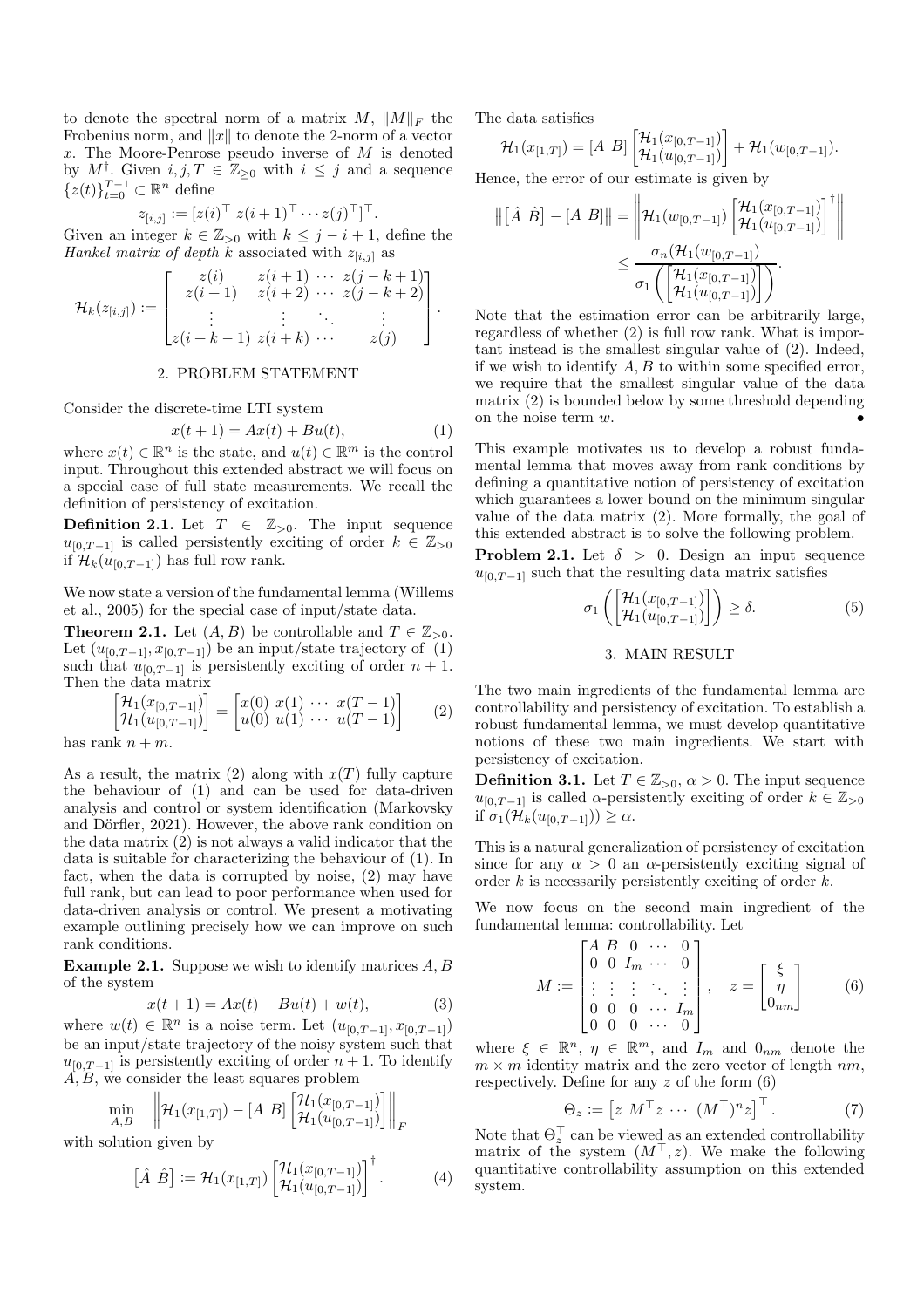to denote the spectral norm of a matrix $M$, $\|M\|_F$ the Frobenius norm, and $\|x\|$ to denote the 2-norm of a vector $x$. The Moore-Penrose pseudo inverse of $M$ is denoted by $M^\dagger$. Given $i, j, T \in \mathbb{Z}_{\geq 0}$ with $i \leq j$ and a sequence $\{z(t)\}_{t=0}^{T-1} \subset \mathbb{R}^n$ define

$$z_{[i,j]} := [z(i)^\top \; z(i+1)^\top \cdots z(j)^\top]^\top.$$

Given an integer $k \in \mathbb{Z}_{>0}$ with $k \leq j - i + 1$, define the *Hankel matrix of depth* $k$ associated with $z_{[i,j]}$ as

$$\mathcal{H}_k(z_{[i,j]}) := \begin{bmatrix} z(i) & z(i+1) & \cdots & z(j-k+1) \\ z(i+1) & z(i+2) & \cdots & z(j-k+2) \\ \vdots & \vdots & \ddots & \vdots \\ z(i+k-1) & z(i+k) & \cdots & z(j) \end{bmatrix}.$$

## 2. PROBLEM STATEMENT

Consider the discrete-time LTI system

$$x(t+1) = Ax(t) + Bu(t), \tag{1}$$

where $x(t) \in \mathbb{R}^n$ is the state, and $u(t) \in \mathbb{R}^m$ is the control input. Throughout this extended abstract we will focus on a special case of full state measurements. We recall the definition of persistency of excitation.

**Definition 2.1.** Let $T \in \mathbb{Z}_{>0}$. The input sequence $u_{[0,T-1]}$ is called persistently exciting of order $k \in \mathbb{Z}_{>0}$ if $\mathcal{H}_k(u_{[0,T-1]})$ has full row rank.

We now state a version of the fundamental lemma (Willems et al., 2005) for the special case of input/state data.

**Theorem 2.1.** Let $(A, B)$ be controllable and $T \in \mathbb{Z}_{>0}$. Let $(u_{[0,T-1]}, x_{[0,T-1]})$ be an input/state trajectory of (1) such that $u_{[0,T-1]}$ is persistently exciting of order $n+1$. Then the data matrix

$$\begin{bmatrix} \mathcal{H}_1(x_{[0,T-1]}) \\ \mathcal{H}_1(u_{[0,T-1]}) \end{bmatrix} = \begin{bmatrix} x(0) & x(1) & \cdots & x(T-1) \\ u(0) & u(1) & \cdots & u(T-1) \end{bmatrix} \tag{2}$$

has rank $n + m$.

As a result, the matrix (2) along with $x(T)$ fully capture the behaviour of (1) and can be used for data-driven analysis and control or system identification (Markovsky and Dörfler, 2021). However, the above rank condition on the data matrix (2) is not always a valid indicator that the data is suitable for characterizing the behaviour of (1). In fact, when the data is corrupted by noise, (2) may have full rank, but can lead to poor performance when used for data-driven analysis or control. We present a motivating example outlining precisely how we can improve on such rank conditions.

**Example 2.1.** Suppose we wish to identify matrices $A, B$ of the system

$$x(t+1) = Ax(t) + Bu(t) + w(t), \tag{3}$$

where $w(t) \in \mathbb{R}^n$ is a noise term. Let $(u_{[0,T-1]}, x_{[0,T-1]})$ be an input/state trajectory of the noisy system such that $u_{[0,T-1]}$ is persistently exciting of order $n+1$. To identify $A, B$, we consider the least squares problem

$$\min_{A,B} \quad \left\| \mathcal{H}_1(x_{[1,T]}) - [A \; B] \begin{bmatrix} \mathcal{H}_1(x_{[0,T-1]}) \\ \mathcal{H}_1(u_{[0,T-1]}) \end{bmatrix} \right\|_F$$

with solution given by

$$\begin{bmatrix} \hat{A} \; \hat{B} \end{bmatrix} := \mathcal{H}_1(x_{[1,T]}) \begin{bmatrix} \mathcal{H}_1(x_{[0,T-1]}) \\ \mathcal{H}_1(u_{[0,T-1]}) \end{bmatrix}^\dagger. \tag{4}$$

The data satisfies

$$\mathcal{H}_1(x_{[1,T]}) = [A \; B] \begin{bmatrix} \mathcal{H}_1(x_{[0,T-1]}) \\ \mathcal{H}_1(u_{[0,T-1]}) \end{bmatrix} + \mathcal{H}_1(w_{[0,T-1]}).$$

Hence, the error of our estimate is given by

$$\left\| \begin{bmatrix} \hat{A} \; \hat{B} \end{bmatrix} - [A \; B] \right\| = \left\| \mathcal{H}_1(w_{[0,T-1]}) \begin{bmatrix} \mathcal{H}_1(x_{[0,T-1]}) \\ \mathcal{H}_1(u_{[0,T-1]}) \end{bmatrix}^\dagger \right\| \leq \frac{\sigma_n(\mathcal{H}_1(w_{[0,T-1]}))}{\sigma_1\left(\begin{bmatrix} \mathcal{H}_1(x_{[0,T-1]}) \\ \mathcal{H}_1(u_{[0,T-1]}) \end{bmatrix}\right)}.$$

Note that the estimation error can be arbitrarily large, regardless of whether (2) is full row rank. What is important instead is the smallest singular value of (2). Indeed, if we wish to identify $A, B$ to within some specified error, we require that the smallest singular value of the data matrix (2) is bounded below by some threshold depending on the noise term $w$. •

This example motivates us to develop a robust fundamental lemma that moves away from rank conditions by defining a quantitative notion of persistency of excitation which guarantees a lower bound on the minimum singular value of the data matrix (2). More formally, the goal of this extended abstract is to solve the following problem.

**Problem 2.1.** Let $\delta > 0$. Design an input sequence $u_{[0,T-1]}$ such that the resulting data matrix satisfies

$$\sigma_1\left(\begin{bmatrix} \mathcal{H}_1(x_{[0,T-1]}) \\ \mathcal{H}_1(u_{[0,T-1]}) \end{bmatrix}\right) \geq \delta. \tag{5}$$

## 3. MAIN RESULT

The two main ingredients of the fundamental lemma are controllability and persistency of excitation. To establish a robust fundamental lemma, we must develop quantitative notions of these two main ingredients. We start with persistency of excitation.

**Definition 3.1.** Let $T \in \mathbb{Z}_{>0}$, $\alpha > 0$. The input sequence $u_{[0,T-1]}$ is called $\alpha$-persistently exciting of order $k \in \mathbb{Z}_{>0}$ if $\sigma_1(\mathcal{H}_k(u_{[0,T-1]})) \geq \alpha$.

This is a natural generalization of persistency of excitation since for any $\alpha > 0$ an $\alpha$-persistently exciting signal of order $k$ is necessarily persistently exciting of order $k$.

We now focus on the second main ingredient of the fundamental lemma: controllability. Let

$$M := \begin{bmatrix} A & B & 0 & \cdots & 0 \\ 0 & 0 & I_m & \cdots & 0 \\ \vdots & \vdots & \vdots & \ddots & \vdots \\ 0 & 0 & 0 & \cdots & I_m \\ 0 & 0 & 0 & \cdots & 0 \end{bmatrix}, \quad z = \begin{bmatrix} \xi \\ \eta \\ 0_{nm} \end{bmatrix} \tag{6}$$

where $\xi \in \mathbb{R}^n$, $\eta \in \mathbb{R}^m$, and $I_m$ and $0_{nm}$ denote the $m \times m$ identity matrix and the zero vector of length $nm$, respectively. Define for any $z$ of the form (6)

$$\Theta_z := \begin{bmatrix} z & M^\top z & \cdots & (M^\top)^n z \end{bmatrix}^\top. \tag{7}$$

Note that $\Theta_z^\top$ can be viewed as an extended controllability matrix of the system $(M^\top, z)$. We make the following quantitative controllability assumption on this extended system.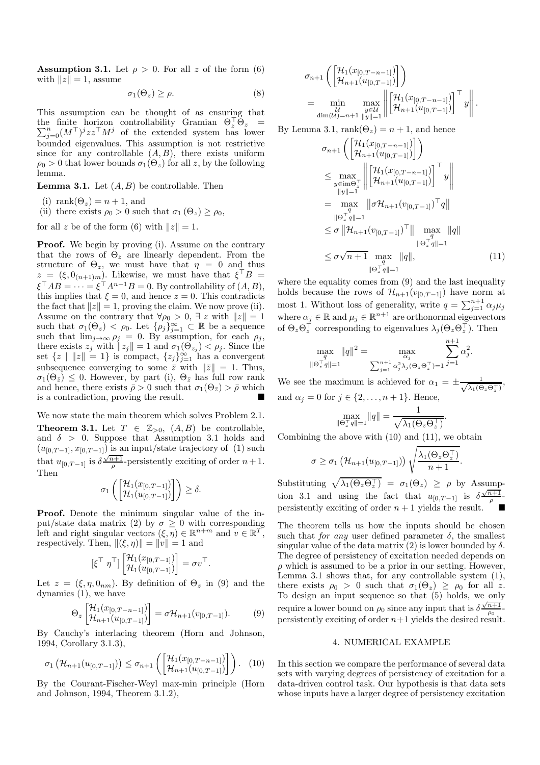**Assumption 3.1.** Let $\rho > 0$. For all $z$ of the form (6) with $\|z\| = 1$, assume

$$\sigma_1(\Theta_z) \geq \rho. \tag{8}$$

This assumption can be thought of as ensuring that the finite horizon controllability Gramian $\Theta_z^\top \Theta_z = \sum_{j=0}^{n} (M^\top)^j z z^\top M^j$ of the extended system has lower bounded eigenvalues. This assumption is not restrictive since for any controllable $(A, B)$, there exists uniform $\rho_0 > 0$ that lower bounds $\sigma_1(\Theta_z)$ for all $z$, by the following lemma.

**Lemma 3.1.** Let $(A, B)$ be controllable. Then

(i) $\text{rank}(\Theta_z) = n + 1$, and
(ii) there exists $\rho_0 > 0$ such that $\sigma_1(\Theta_z) \geq \rho_0$,

for all $z$ be of the form (6) with $\|z\| = 1$.

**Proof.** We begin by proving (i). Assume on the contrary that the rows of $\Theta_z$ are linearly dependent. From the structure of $\Theta_z$, we must have that $\eta = 0$ and thus $z = (\xi, 0_{(n+1)m})$. Likewise, we must have that $\xi^\top B = \xi^\top AB = \cdots = \xi^\top A^{n-1} B = 0$. By controllability of $(A, B)$, this implies that $\xi = 0$, and hence $z = 0$. This contradicts the fact that $\|z\| = 1$, proving the claim. We now prove (ii). Assume on the contrary that $\forall \rho_0 > 0$, $\exists$ $z$ with $\|z\| = 1$ such that $\sigma_1(\Theta_z) < \rho_0$. Let $\{\rho_j\}_{j=1}^\infty \subset \mathbb{R}$ be a sequence such that $\lim_{j \to \infty} \rho_j = 0$. By assumption, for each $\rho_j$, there exists $z_j$ with $\|z_j\| = 1$ and $\sigma_1(\Theta_{z_j}) < \rho_j$. Since the set $\{z \mid \|z\| = 1\}$ is compact, $\{z_j\}_{j=1}^\infty$ has a convergent subsequence converging to some $\bar{z}$ with $\|\bar{z}\| = 1$. Thus, $\sigma_1(\Theta_{\bar{z}}) \leq 0$. However, by part (i), $\Theta_{\bar{z}}$ has full row rank and hence, there exists $\bar{\rho} > 0$ such that $\sigma_1(\Theta_{\bar{z}}) > \bar{\rho}$ which is a contradiction, proving the result. ■

We now state the main theorem which solves Problem 2.1.

**Theorem 3.1.** Let $T \in \mathbb{Z}_{>0}$, $(A, B)$ be controllable, and $\delta > 0$. Suppose that Assumption 3.1 holds and $(u_{[0,T-1]}, x_{[0,T-1]})$ is an input/state trajectory of (1) such that $u_{[0,T-1]}$ is $\delta\frac{\sqrt{n+1}}{\rho}$-persistently exciting of order $n+1$. Then

$$\sigma_1\left(\begin{bmatrix} \mathcal{H}_1(x_{[0,T-1]}) \\ \mathcal{H}_1(u_{[0,T-1]}) \end{bmatrix}\right) \geq \delta.$$

**Proof.** Denote the minimum singular value of the input/state data matrix (2) by $\sigma \geq 0$ with corresponding left and right singular vectors $(\xi, \eta) \in \mathbb{R}^{n+m}$ and $v \in \mathbb{R}^T$, respectively. Then, $\|(\xi, \eta)\| = \|v\| = 1$ and

$$[\xi^\top \ \eta^\top] \begin{bmatrix} \mathcal{H}_1(x_{[0,T-1]}) \\ \mathcal{H}_1(u_{[0,T-1]}) \end{bmatrix} = \sigma v^\top.$$

Let $z = (\xi, \eta, 0_{nm})$. By definition of $\Theta_z$ in (9) and the dynamics (1), we have

$$\Theta_z \begin{bmatrix} \mathcal{H}_1(x_{[0,T-n-1]}) \\ \mathcal{H}_{n+1}(u_{[0,T-1]}) \end{bmatrix} = \sigma \mathcal{H}_{n+1}(v_{[0,T-1]}). \tag{9}$$

By Cauchy's interlacing theorem (Horn and Johnson, 1994, Corollary 3.1.3),

$$\sigma_1\left(\mathcal{H}_{n+1}(u_{[0,T-1]})\right) \leq \sigma_{n+1}\left(\begin{bmatrix} \mathcal{H}_1(x_{[0,T-n-1]}) \\ \mathcal{H}_{n+1}(u_{[0,T-1]}) \end{bmatrix}\right). \tag{10}$$

By the Courant-Fischer-Weyl max-min principle (Horn and Johnson, 1994, Theorem 3.1.2),

$$\sigma_{n+1}\left(\begin{bmatrix} \mathcal{H}_1(x_{[0,T-n-1]}) \\ \mathcal{H}_{n+1}(u_{[0,T-1]}) \end{bmatrix}\right) = \min_{\substack{\mathcal{U} \\ \dim(\mathcal{U})=n+1}} \max_{\substack{y \in \mathcal{U} \\ \|y\|=1}} \left\| \begin{bmatrix} \mathcal{H}_1(x_{[0,T-n-1]}) \\ \mathcal{H}_{n+1}(u_{[0,T-1]}) \end{bmatrix}^\top y \right\|.$$

By Lemma 3.1, $\text{rank}(\Theta_z) = n + 1$, and hence

$$\begin{aligned}
&\sigma_{n+1}\left(\begin{bmatrix} \mathcal{H}_1(x_{[0,T-n-1]}) \\ \mathcal{H}_{n+1}(u_{[0,T-1]}) \end{bmatrix}\right) \\
&\leq \max_{\substack{y \in \text{im}\Theta_z^\top \\ \|y\|=1}} \left\| \begin{bmatrix} \mathcal{H}_1(x_{[0,T-n-1]}) \\ \mathcal{H}_{n+1}(u_{[0,T-1]}) \end{bmatrix}^\top y \right\| \\
&= \max_{\substack{q \\ \|\Theta_z^\top q\|=1}} \left\| \sigma \mathcal{H}_{n+1}(v_{[0,T-1]})^\top q \right\| \\
&\leq \sigma \left\| \mathcal{H}_{n+1}(v_{[0,T-1]})^\top \right\| \max_{\substack{q \\ \|\Theta_z^\top q\|=1}} \|q\| \\
&\leq \sigma \sqrt{n+1} \max_{\substack{q \\ \|\Theta_z^\top q\|=1}} \|q\|,
\end{aligned} \tag{11}$$

where the equality comes from (9) and the last inequality holds because the rows of $\mathcal{H}_{n+1}(v_{[0,T-1]})$ have norm at most 1. Without loss of generality, write $q = \sum_{j=1}^{n+1} \alpha_j \mu_j$ where $\alpha_j \in \mathbb{R}$ and $\mu_j \in \mathbb{R}^{n+1}$ are orthonormal eigenvectors of $\Theta_z \Theta_z^\top$ corresponding to eigenvalues $\lambda_j(\Theta_z \Theta_z^\top)$. Then

$$\max_{\substack{q \\ \|\Theta_z^\top q\|=1}} \|q\|^2 = \max_{\substack{\alpha_j \\ \sum_{j=1}^{n+1} \alpha_j^2 \lambda_j(\Theta_z \Theta_z^\top)=1}} \sum_{j=1}^{n+1} \alpha_j^2.$$

We see the maximum is achieved for $\alpha_1 = \pm \frac{1}{\sqrt{\lambda_1(\Theta_z \Theta_z^\top)}}$, and $\alpha_j = 0$ for $j \in \{2, \ldots, n+1\}$. Hence,

$$\max_{\|\Theta_z^\top q\|=1} \|q\| = \frac{1}{\sqrt{\lambda_1(\Theta_z \Theta_z^\top)}}.$$

Combining the above with (10) and (11), we obtain

$$\sigma \geq \sigma_1\left(\mathcal{H}_{n+1}(u_{[0,T-1]})\right) \sqrt{\frac{\lambda_1(\Theta_z \Theta_z^\top)}{n+1}}.$$

Substituting $\sqrt{\lambda_1(\Theta_z \Theta_z^\top)} = \sigma_1(\Theta_z) \geq \rho$ by Assumption 3.1 and using the fact that $u_{[0,T-1]}$ is $\delta\frac{\sqrt{n+1}}{\rho}$-persistently exciting of order $n+1$ yields the result. ■

The theorem tells us how the inputs should be chosen such that *for any* user defined parameter $\delta$, the smallest singular value of the data matrix (2) is lower bounded by $\delta$. The degree of persistency of excitation needed depends on $\rho$ which is assumed to be a prior in our setting. However, Lemma 3.1 shows that, for any controllable system (1), there exists $\rho_0 > 0$ such that $\sigma_1(\Theta_z) \geq \rho_0$ for all $z$. To design an input sequence so that (5) holds, we only require a lower bound on $\rho_0$ since any input that is $\delta\frac{\sqrt{n+1}}{\rho_0}$-persistently exciting of order $n+1$ yields the desired result.

## 4. NUMERICAL EXAMPLE

In this section we compare the performance of several data sets with varying degrees of persistency of excitation for a data-driven control task. Our hypothesis is that data sets whose inputs have a larger degree of persistency excitation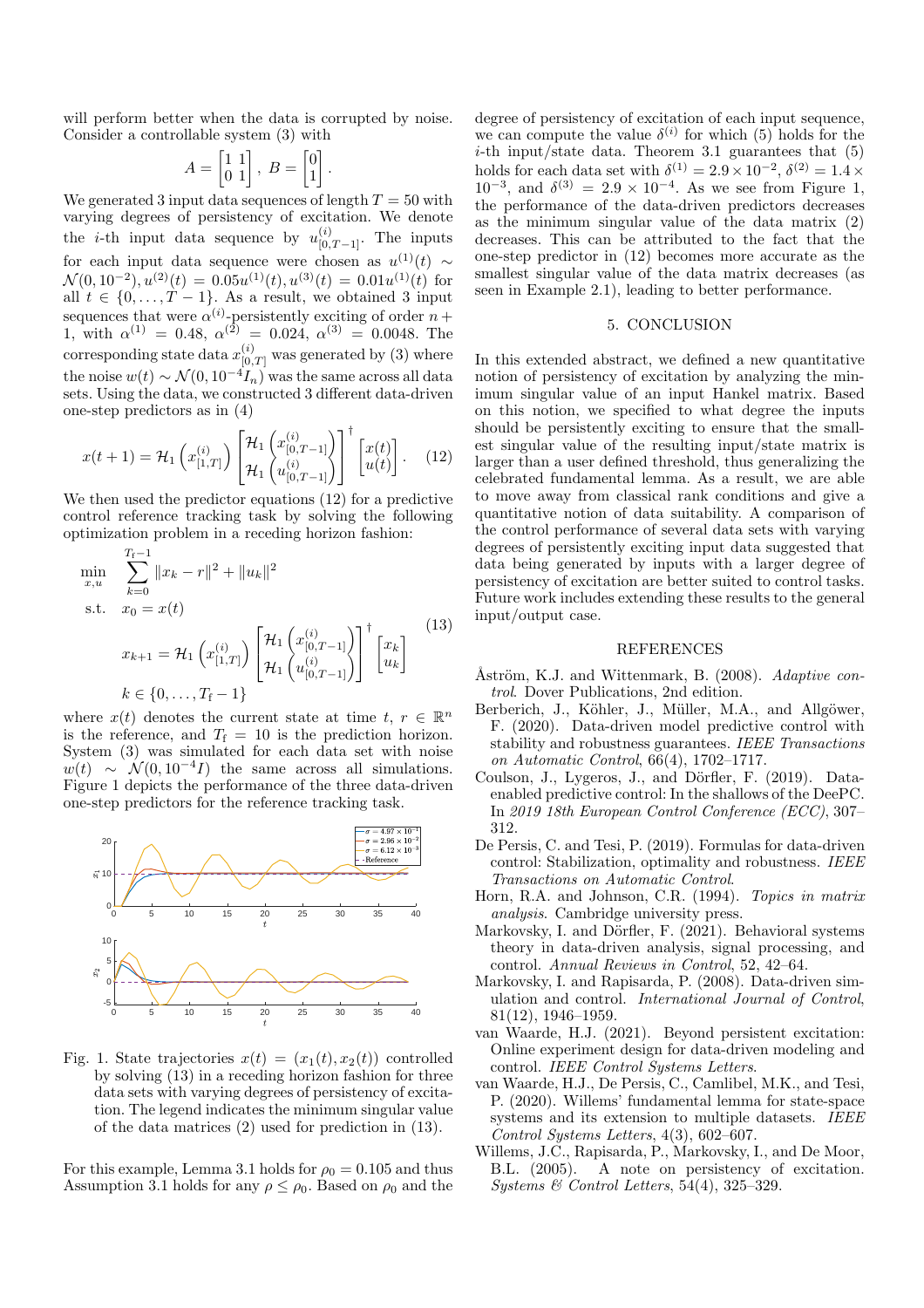will perform better when the data is corrupted by noise. Consider a controllable system (3) with

$$A = \begin{bmatrix} 1 & 1 \\ 0 & 1 \end{bmatrix}, \; B = \begin{bmatrix} 0 \\ 1 \end{bmatrix}.$$

We generated 3 input data sequences of length $T = 50$ with varying degrees of persistency of excitation. We denote the $i$-th input data sequence by $u^{(i)}_{[0,T-1]}$. The inputs for each input data sequence were chosen as $u^{(1)}(t) \sim \mathcal{N}(0, 10^{-2}), u^{(2)}(t) = 0.05u^{(1)}(t), u^{(3)}(t) = 0.01u^{(1)}(t)$ for all $t \in \{0, \ldots, T-1\}$. As a result, we obtained 3 input sequences that were $\alpha^{(i)}$-persistently exciting of order $n+1$, with $\alpha^{(1)} = 0.48$, $\alpha^{(2)} = 0.024$, $\alpha^{(3)} = 0.0048$. The corresponding state data $x^{(i)}_{[0,T]}$ was generated by (3) where the noise $w(t) \sim \mathcal{N}(0, 10^{-4}I_n)$ was the same across all data sets. Using the data, we constructed 3 different data-driven one-step predictors as in (4)

$$x(t+1) = \mathcal{H}_1\left(x^{(i)}_{[1,T]}\right) \begin{bmatrix} \mathcal{H}_1\left(x^{(i)}_{[0,T-1]}\right) \\ \mathcal{H}_1\left(u^{(i)}_{[0,T-1]}\right) \end{bmatrix}^{\dagger} \begin{bmatrix} x(t) \\ u(t) \end{bmatrix}. \quad (12)$$

We then used the predictor equations (12) for a predictive control reference tracking task by solving the following optimization problem in a receding horizon fashion:

$$\begin{aligned} \min_{x,u} \quad & \sum_{k=0}^{T_f - 1} \|x_k - r\|^2 + \|u_k\|^2 \\ \text{s.t.} \quad & x_0 = x(t) \\ & x_{k+1} = \mathcal{H}_1\left(x^{(i)}_{[1,T]}\right) \begin{bmatrix} \mathcal{H}_1\left(x^{(i)}_{[0,T-1]}\right) \\ \mathcal{H}_1\left(u^{(i)}_{[0,T-1]}\right) \end{bmatrix}^{\dagger} \begin{bmatrix} x_k \\ u_k \end{bmatrix} \\ & k \in \{0, \ldots, T_f - 1\} \end{aligned} \quad (13)$$

where $x(t)$ denotes the current state at time $t$, $r \in \mathbb{R}^n$ is the reference, and $T_f = 10$ is the prediction horizon. System (3) was simulated for each data set with noise $w(t) \sim \mathcal{N}(0, 10^{-4}I)$ the same across all simulations. Figure 1 depicts the performance of the three data-driven one-step predictors for the reference tracking task.

$\sigma = 4.97 \times 10^{-1}$
$\sigma = 2.96 \times 10^{-2}$
$\sigma = 6.12 \times 10^{-3}$
Reference

Fig. 1. State trajectories $x(t) = (x_1(t), x_2(t))$ controlled by solving (13) in a receding horizon fashion for three data sets with varying degrees of persistency of excitation. The legend indicates the minimum singular value of the data matrices (2) used for prediction in (13).

For this example, Lemma 3.1 holds for $\rho_0 = 0.105$ and thus Assumption 3.1 holds for any $\rho \leq \rho_0$. Based on $\rho_0$ and the degree of persistency of excitation of each input sequence, we can compute the value $\delta^{(i)}$ for which (5) holds for the $i$-th input/state data. Theorem 3.1 guarantees that (5) holds for each data set with $\delta^{(1)} = 2.9 \times 10^{-2}$, $\delta^{(2)} = 1.4 \times 10^{-3}$, and $\delta^{(3)} = 2.9 \times 10^{-4}$. As we see from Figure 1, the performance of the data-driven predictors decreases as the minimum singular value of the data matrix (2) decreases. This can be attributed to the fact that the one-step predictor in (12) becomes more accurate as the smallest singular value of the data matrix decreases (as seen in Example 2.1), leading to better performance.

## 5. CONCLUSION

In this extended abstract, we defined a new quantitative notion of persistency of excitation by analyzing the minimum singular value of an input Hankel matrix. Based on this notion, we specified to what degree the inputs should be persistently exciting to ensure that the smallest singular value of the resulting input/state matrix is larger than a user defined threshold, thus generalizing the celebrated fundamental lemma. As a result, we are able to move away from classical rank conditions and give a quantitative notion of data suitability. A comparison of the control performance of several data sets with varying degrees of persistently exciting input data suggested that data being generated by inputs with a larger degree of persistency of excitation are better suited to control tasks. Future work includes extending these results to the general input/output case.

## REFERENCES

Åström, K.J. and Wittenmark, B. (2008). *Adaptive control*. Dover Publications, 2nd edition.

Berberich, J., Köhler, J., Müller, M.A., and Allgöwer, F. (2020). Data-driven model predictive control with stability and robustness guarantees. *IEEE Transactions on Automatic Control*, 66(4), 1702–1717.

Coulson, J., Lygeros, J., and Dörfler, F. (2019). Data-enabled predictive control: In the shallows of the DeePC. In *2019 18th European Control Conference (ECC)*, 307–312.

De Persis, C. and Tesi, P. (2019). Formulas for data-driven control: Stabilization, optimality and robustness. *IEEE Transactions on Automatic Control*.

Horn, R.A. and Johnson, C.R. (1994). *Topics in matrix analysis*. Cambridge university press.

Markovsky, I. and Dörfler, F. (2021). Behavioral systems theory in data-driven analysis, signal processing, and control. *Annual Reviews in Control*, 52, 42–64.

Markovsky, I. and Rapisarda, P. (2008). Data-driven simulation and control. *International Journal of Control*, 81(12), 1946–1959.

van Waarde, H.J. (2021). Beyond persistent excitation: Online experiment design for data-driven modeling and control. *IEEE Control Systems Letters*.

van Waarde, H.J., De Persis, C., Camlibel, M.K., and Tesi, P. (2020). Willems' fundamental lemma for state-space systems and its extension to multiple datasets. *IEEE Control Systems Letters*, 4(3), 602–607.

Willems, J.C., Rapisarda, P., Markovsky, I., and De Moor, B.L. (2005). A note on persistency of excitation. *Systems & Control Letters*, 54(4), 325–329.